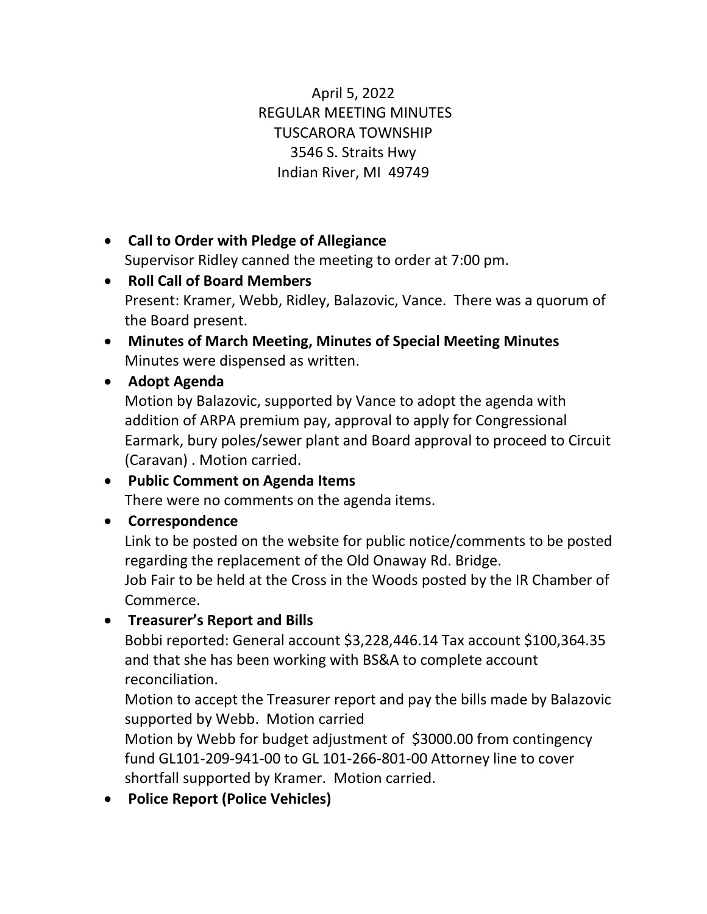April 5, 2022
REGULAR MEETING MINUTES
TUSCARORA TOWNSHIP
3546 S. Straits Hwy
Indian River, MI 49749

- **Call to Order with Pledge of Allegiance**
  Supervisor Ridley canned the meeting to order at 7:00 pm.
- **Roll Call of Board Members**
  Present: Kramer, Webb, Ridley, Balazovic, Vance. There was a quorum of the Board present.
- **Minutes of March Meeting, Minutes of Special Meeting Minutes**
  Minutes were dispensed as written.
- **Adopt Agenda**
  Motion by Balazovic, supported by Vance to adopt the agenda with addition of ARPA premium pay, approval to apply for Congressional Earmark, bury poles/sewer plant and Board approval to proceed to Circuit (Caravan) . Motion carried.
- **Public Comment on Agenda Items**
  There were no comments on the agenda items.
- **Correspondence**
  Link to be posted on the website for public notice/comments to be posted regarding the replacement of the Old Onaway Rd. Bridge.
  Job Fair to be held at the Cross in the Woods posted by the IR Chamber of Commerce.
- **Treasurer's Report and Bills**
  Bobbi reported: General account $3,228,446.14 Tax account $100,364.35 and that she has been working with BS&A to complete account reconciliation.
  Motion to accept the Treasurer report and pay the bills made by Balazovic supported by Webb. Motion carried
  Motion by Webb for budget adjustment of $3000.00 from contingency fund GL101-209-941-00 to GL 101-266-801-00 Attorney line to cover shortfall supported by Kramer. Motion carried.
- **Police Report (Police Vehicles)**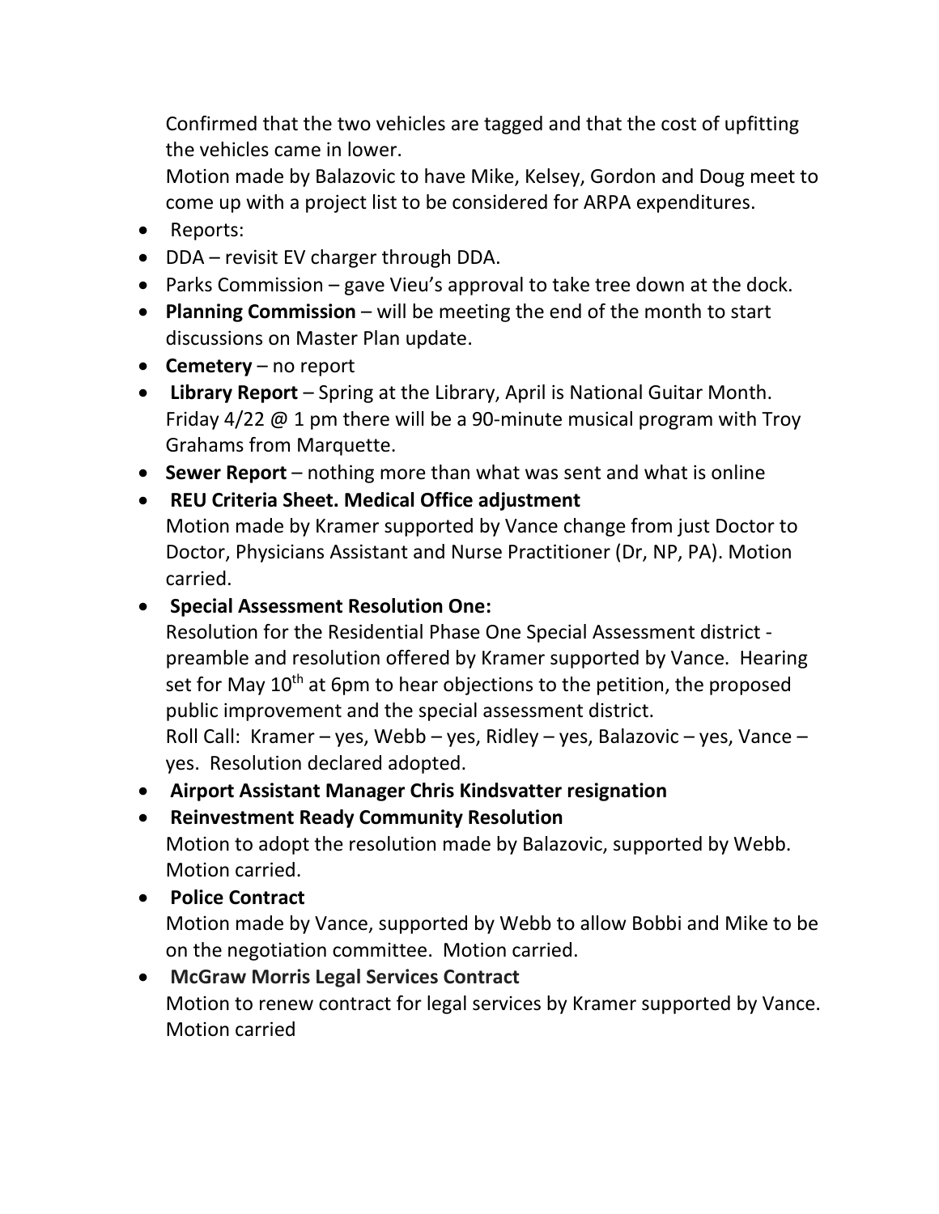Confirmed that the two vehicles are tagged and that the cost of upfitting the vehicles came in lower.
Motion made by Balazovic to have Mike, Kelsey, Gordon and Doug meet to come up with a project list to be considered for ARPA expenditures.

- Reports:
- DDA – revisit EV charger through DDA.
- Parks Commission – gave Vieu's approval to take tree down at the dock.
- **Planning Commission** – will be meeting the end of the month to start discussions on Master Plan update.
- **Cemetery** – no report
- **Library Report** – Spring at the Library, April is National Guitar Month. Friday 4/22 @ 1 pm there will be a 90-minute musical program with Troy Grahams from Marquette.
- **Sewer Report** – nothing more than what was sent and what is online
- **REU Criteria Sheet. Medical Office adjustment**
  Motion made by Kramer supported by Vance change from just Doctor to Doctor, Physicians Assistant and Nurse Practitioner (Dr, NP, PA). Motion carried.
- **Special Assessment Resolution One:**
  Resolution for the Residential Phase One Special Assessment district - preamble and resolution offered by Kramer supported by Vance. Hearing set for May 10th at 6pm to hear objections to the petition, the proposed public improvement and the special assessment district.
  Roll Call: Kramer – yes, Webb – yes, Ridley – yes, Balazovic – yes, Vance – yes. Resolution declared adopted.
- **Airport Assistant Manager Chris Kindsvatter resignation**
- **Reinvestment Ready Community Resolution**
  Motion to adopt the resolution made by Balazovic, supported by Webb. Motion carried.
- **Police Contract**
  Motion made by Vance, supported by Webb to allow Bobbi and Mike to be on the negotiation committee. Motion carried.
- **McGraw Morris Legal Services Contract**
  Motion to renew contract for legal services by Kramer supported by Vance. Motion carried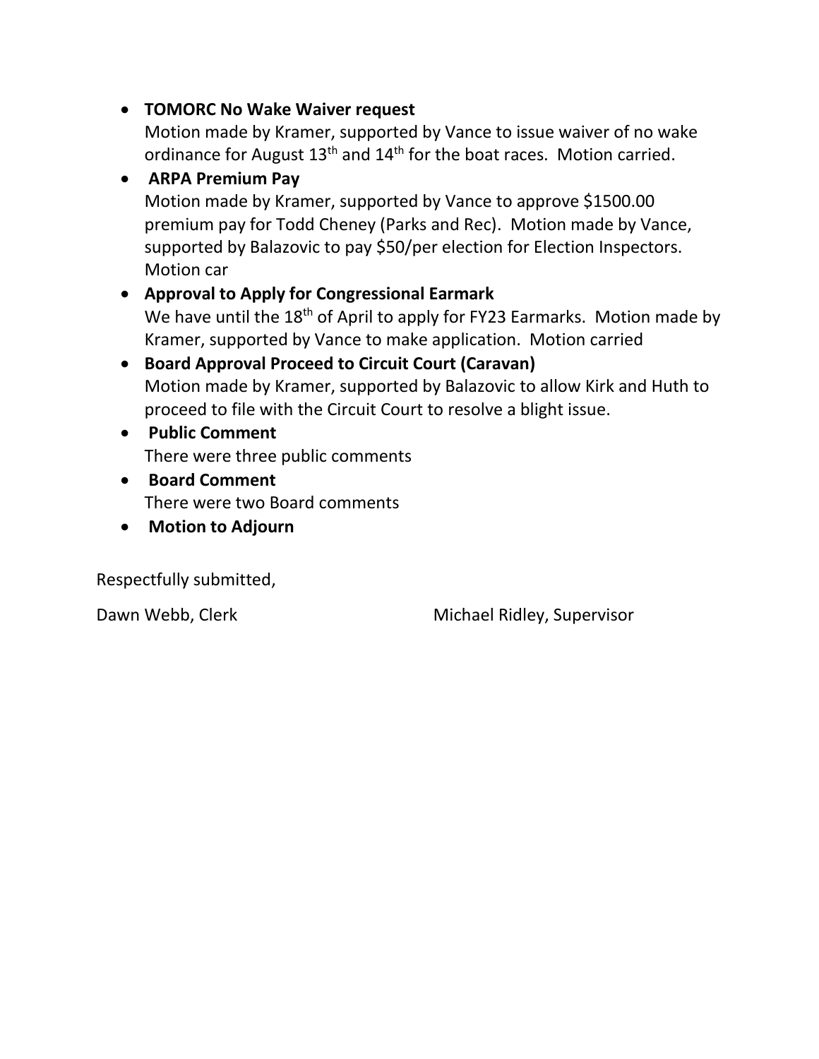- **TOMORC No Wake Waiver request**
  Motion made by Kramer, supported by Vance to issue waiver of no wake ordinance for August 13th and 14th for the boat races. Motion carried.
- **ARPA Premium Pay**
  Motion made by Kramer, supported by Vance to approve $1500.00 premium pay for Todd Cheney (Parks and Rec). Motion made by Vance, supported by Balazovic to pay $50/per election for Election Inspectors. Motion car
- **Approval to Apply for Congressional Earmark**
  We have until the 18th of April to apply for FY23 Earmarks. Motion made by Kramer, supported by Vance to make application. Motion carried
- **Board Approval Proceed to Circuit Court (Caravan)**
  Motion made by Kramer, supported by Balazovic to allow Kirk and Huth to proceed to file with the Circuit Court to resolve a blight issue.
- **Public Comment**
  There were three public comments
- **Board Comment**
  There were two Board comments
- **Motion to Adjourn**

Respectfully submitted,

Dawn Webb, Clerk

Michael Ridley, Supervisor